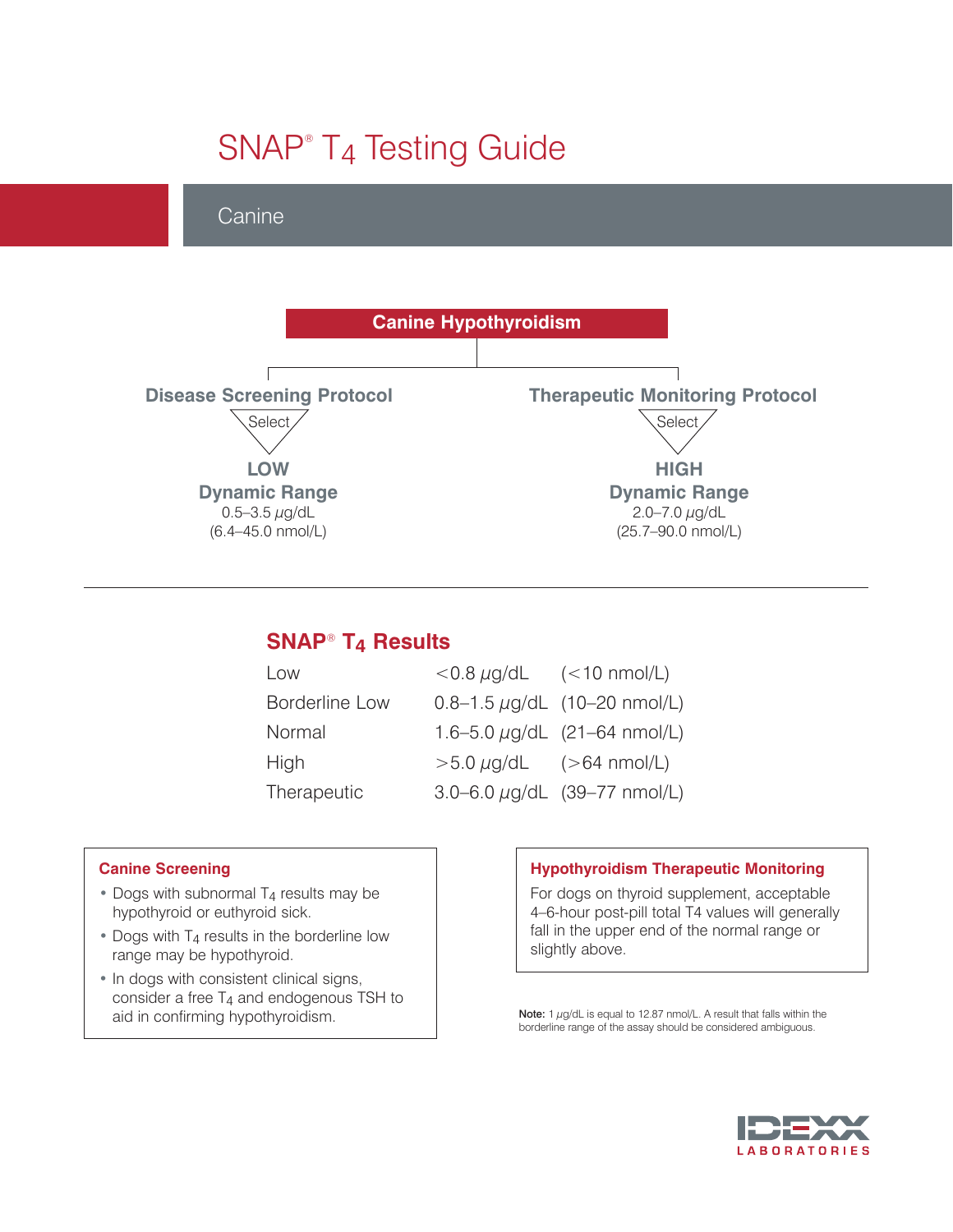# SNAP® $T_4$ Testing Guide

## Canine

### Canine Hypothyroidism

**Disease Screening Protocol**

Select

**LOW Dynamic Range**
0.5–3.5 µg/dL
(6.4–45.0 nmol/L)

**Therapeutic Monitoring Protocol**

Select

**HIGH Dynamic Range**
2.0–7.0 µg/dL
(25.7–90.0 nmol/L)

## SNAP® $T_4$ Results

| Result | µg/dL | nmol/L |
|---|---|---|
| Low | <0.8 µg/dL | (<10 nmol/L) |
| Borderline Low | 0.8–1.5 µg/dL | (10–20 nmol/L) |
| Normal | 1.6–5.0 µg/dL | (21–64 nmol/L) |
| High | >5.0 µg/dL | (>64 nmol/L) |
| Therapeutic | 3.0–6.0 µg/dL | (39–77 nmol/L) |

### Canine Screening

- Dogs with subnormal $T_4$ results may be hypothyroid or euthyroid sick.
- Dogs with $T_4$ results in the borderline low range may be hypothyroid.
- In dogs with consistent clinical signs, consider a free $T_4$ and endogenous TSH to aid in confirming hypothyroidism.

### Hypothyroidism Therapeutic Monitoring

For dogs on thyroid supplement, acceptable 4–6-hour post-pill total T4 values will generally fall in the upper end of the normal range or slightly above.

**Note:** 1 µg/dL is equal to 12.87 nmol/L. A result that falls within the borderline range of the assay should be considered ambiguous.

IDEXX LABORATORIES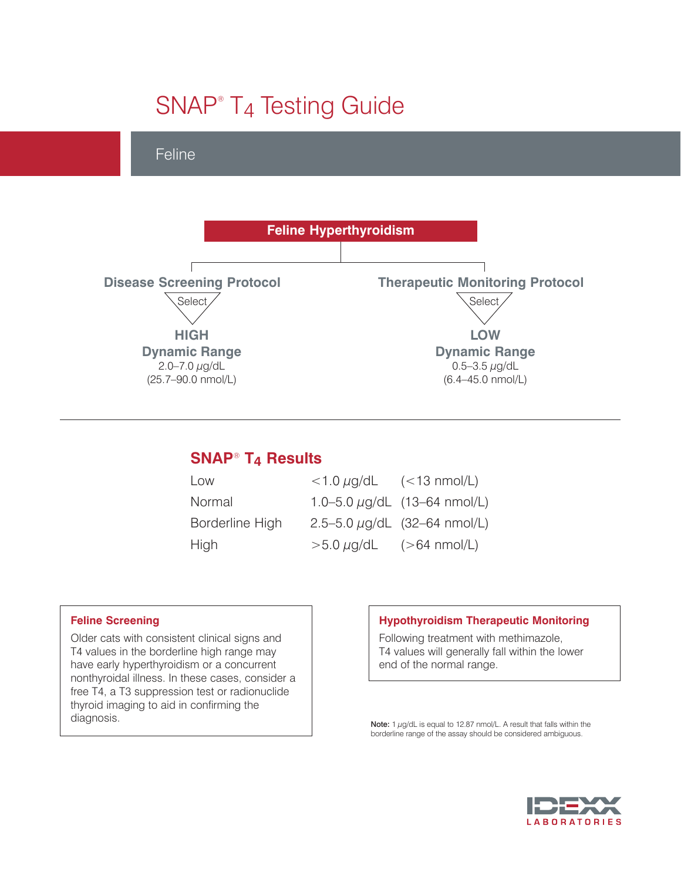# SNAP® $T_4$ Testing Guide

## Feline

### Feline Hyperthyroidism

**Disease Screening Protocol**

Select

**HIGH**
**Dynamic Range**
2.0–7.0 μg/dL
(25.7–90.0 nmol/L)

**Therapeutic Monitoring Protocol**

Select

**LOW**
**Dynamic Range**
0.5–3.5 μg/dL
(6.4–45.0 nmol/L)

---

### SNAP® $T_4$ Results

| | | |
|---|---|---|
| Low | <1.0 μg/dL | (<13 nmol/L) |
| Normal | 1.0–5.0 μg/dL | (13–64 nmol/L) |
| Borderline High | 2.5–5.0 μg/dL | (32–64 nmol/L) |
| High | >5.0 μg/dL | (>64 nmol/L) |

**Feline Screening**

Older cats with consistent clinical signs and T4 values in the borderline high range may have early hyperthyroidism or a concurrent nonthyroidal illness. In these cases, consider a free T4, a T3 suppression test or radionuclide thyroid imaging to aid in confirming the diagnosis.

**Hypothyroidism Therapeutic Monitoring**

Following treatment with methimazole, T4 values will generally fall within the lower end of the normal range.

**Note:** 1 μg/dL is equal to 12.87 nmol/L. A result that falls within the borderline range of the assay should be considered ambiguous.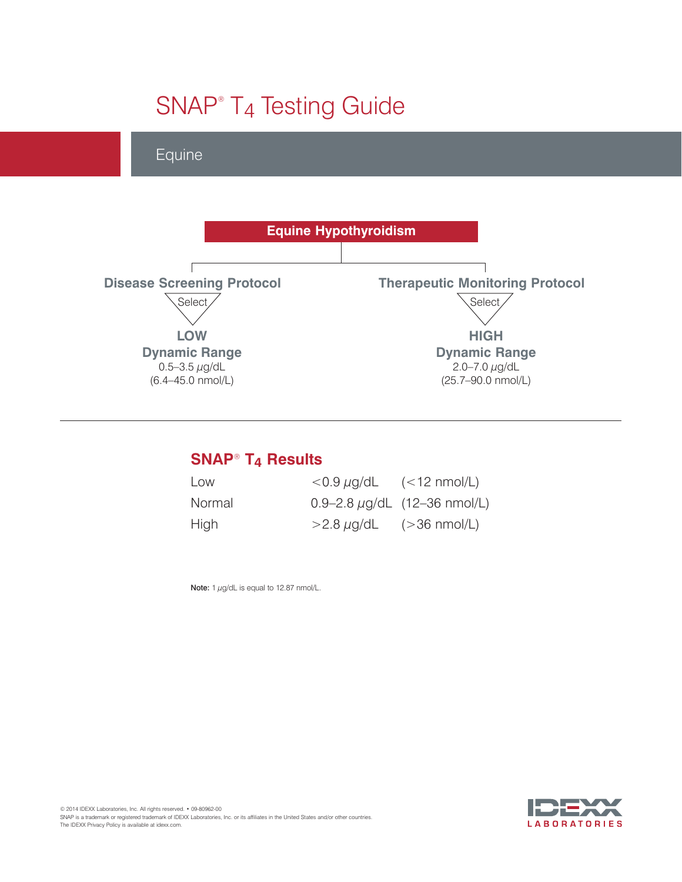# SNAP® $T_4$ Testing Guide

## Equine

### Equine Hypothyroidism

**Disease Screening Protocol**

Select

**LOW**
**Dynamic Range**
0.5–3.5 µg/dL
(6.4–45.0 nmol/L)

**Therapeutic Monitoring Protocol**

Select

**HIGH**
**Dynamic Range**
2.0–7.0 µg/dL
(25.7–90.0 nmol/L)

---

## SNAP® $T_4$ Results

| | | |
|---|---|---|
| Low | <0.9 µg/dL | (<12 nmol/L) |
| Normal | 0.9–2.8 µg/dL | (12–36 nmol/L) |
| High | >2.8 µg/dL | (>36 nmol/L) |

**Note:** 1 µg/dL is equal to 12.87 nmol/L.

© 2014 IDEXX Laboratories, Inc. All rights reserved. • 09-80962-00
SNAP is a trademark or registered trademark of IDEXX Laboratories, Inc. or its affiliates in the United States and/or other countries.
The IDEXX Privacy Policy is available at idexx.com.

IDEXX LABORATORIES